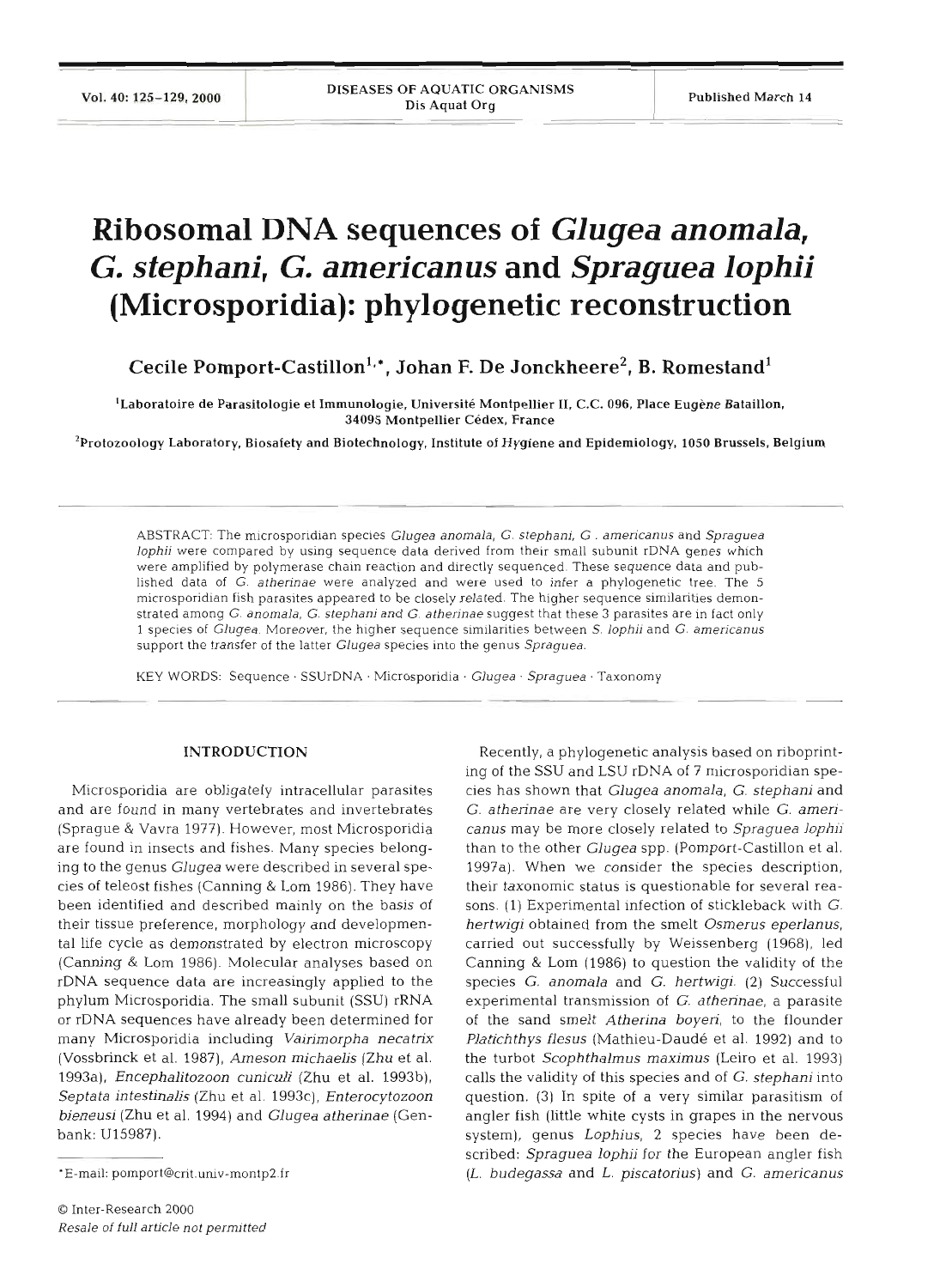# Ribosomal DNA sequences of *Glugea anomala*, *G. stephani*, *G. americanus* and *Spraguea lophii* (Microsporidia): phylogenetic reconstruction

**Cecile Pomport-Castillon[1,*], Johan F. De Jonckheere[2], B. Romestand[1]**

[1]Laboratoire de Parasitologie et Immunologie, Université Montpellier II, C.C. 096, Place Eugène Bataillon, 34095 Montpellier Cédex, France

[2]Protozoology Laboratory, Biosafety and Biotechnology, Institute of Hygiene and Epidemiology, 1050 Brussels, Belgium

ABSTRACT: The microsporidian species *Glugea anomala*, *G. stephani*, *G. americanus* and *Spraguea lophii* were compared by using sequence data derived from their small subunit rDNA genes which were amplified by polymerase chain reaction and directly sequenced. These sequence data and published data of *G. atherinae* were analyzed and were used to infer a phylogenetic tree. The 5 microsporidian fish parasites appeared to be closely related. The higher sequence similarities demonstrated among *G. anomala*, *G. stephani* and *G. atherinae* suggest that these 3 parasites are in fact only 1 species of *Glugea*. Moreover, the higher sequence similarities between *S. lophii* and *G. americanus* support the transfer of the latter *Glugea* species into the genus *Spraguea*.

KEY WORDS: Sequence · SSUrDNA · Microsporidia · *Glugea* · *Spraguea* · Taxonomy

## INTRODUCTION

Microsporidia are obligately intracellular parasites and are found in many vertebrates and invertebrates (Sprague & Vavra 1977). However, most Microsporidia are found in insects and fishes. Many species belonging to the genus *Glugea* were described in several species of teleost fishes (Canning & Lom 1986). They have been identified and described mainly on the basis of their tissue preference, morphology and developmental life cycle as demonstrated by electron microscopy (Canning & Lom 1986). Molecular analyses based on rDNA sequence data are increasingly applied to the phylum Microsporidia. The small subunit (SSU) rRNA or rDNA sequences have already been determined for many Microsporidia including *Vairimorpha necatrix* (Vossbrinck et al. 1987), *Ameson michaelis* (Zhu et al. 1993a), *Encephalitozoon cuniculi* (Zhu et al. 1993b), *Septata intestinalis* (Zhu et al. 1993c), *Enterocytozoon bieneusi* (Zhu et al. 1994) and *Glugea atherinae* (Genbank: U15987).

Recently, a phylogenetic analysis based on riboprinting of the SSU and LSU rDNA of 7 microsporidian species has shown that *Glugea anomala*, *G. stephani* and *G. atherinae* are very closely related while *G. americanus* may be more closely related to *Spraguea lophii* than to the other *Glugea* spp. (Pomport-Castillon et al. 1997a). When we consider the species description, their taxonomic status is questionable for several reasons. (1) Experimental infection of stickleback with *G. hertwigi* obtained from the smelt *Osmerus eperlanus*, carried out successfully by Weissenberg (1968), led Canning & Lom (1986) to question the validity of the species *G. anomala* and *G. hertwigi*. (2) Successful experimental transmission of *G. atherinae*, a parasite of the sand smelt *Atherina boyeri*, to the flounder *Platichthys flesus* (Mathieu-Daudé et al. 1992) and to the turbot *Scophthalmus maximus* (Leiro et al. 1993) calls the validity of this species and of *G. stephani* into question. (3) In spite of a very similar parasitism of angler fish (little white cysts in grapes in the nervous system), genus *Lophius*, 2 species have been described: *Spraguea lophii* for the European angler fish (*L. budegassa* and *L. piscatorius*) and *G. americanus*

*E-mail: pomport@crit.univ-montp2.fr

© Inter-Research 2000
*Resale of full article not permitted*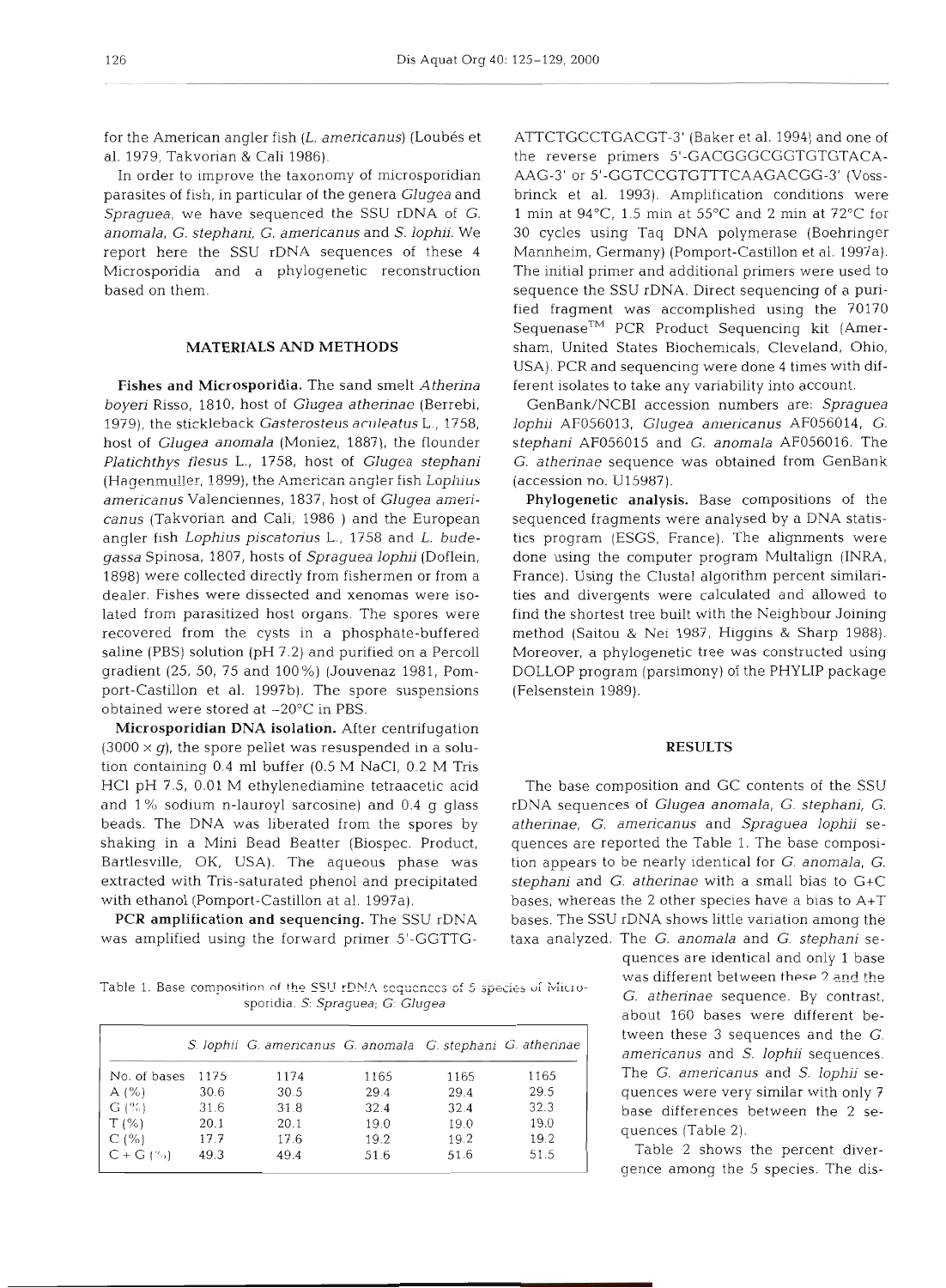for the American angler fish (*L. americanus*) (Loubès et al. 1979, Takvorian & Cali 1986).

In order to improve the taxonomy of microsporidian parasites of fish, in particular of the genera *Glugea* and *Spraguea*, we have sequenced the SSU rDNA of *G. anomala*, *G. stephani*, *G. americanus* and *S. lophii*. We report here the SSU rDNA sequences of these 4 Microsporidia and a phylogenetic reconstruction based on them.

## MATERIALS AND METHODS

**Fishes and Microsporidia.** The sand smelt *Atherina boyeri* Risso, 1810, host of *Glugea atherinae* (Berrebi, 1979), the stickleback *Gasterosteus aculeatus* L., 1758, host of *Glugea anomala* (Moniez, 1887), the flounder *Platichthys flesus* L., 1758, host of *Glugea stephani* (Hagenmuller, 1899), the American angler fish *Lophius americanus* Valenciennes, 1837, host of *Glugea americanus* (Takvorian and Cali, 1986 ) and the European angler fish *Lophius piscatorius* L., 1758 and *L. budegassa* Spinosa, 1807, hosts of *Spraguea lophii* (Doflein, 1898) were collected directly from fishermen or from a dealer. Fishes were dissected and xenomas were isolated from parasitized host organs. The spores were recovered from the cysts in a phosphate-buffered saline (PBS) solution (pH 7.2) and purified on a Percoll gradient (25, 50, 75 and 100%) (Jouvenaz 1981, Pomport-Castillon et al. 1997b). The spore suspensions obtained were stored at −20°C in PBS.

**Microsporidian DNA isolation.** After centrifugation (3000 × *g*), the spore pellet was resuspended in a solution containing 0.4 ml buffer (0.5 M NaCl, 0.2 M Tris HCl pH 7.5, 0.01 M ethylenediamine tetraacetic acid and 1% sodium n-lauroyl sarcosine) and 0.4 g glass beads. The DNA was liberated from the spores by shaking in a Mini Bead Beatter (Biospec. Product, Bartlesville, OK, USA). The aqueous phase was extracted with Tris-saturated phenol and precipitated with ethanol (Pomport-Castillon at al. 1997a).

**PCR amplification and sequencing.** The SSU rDNA was amplified using the forward primer 5'-GGTTG-ATTCTGCCTGACGT-3' (Baker et al. 1994) and one of the reverse primers 5'-GACGGGCGGTGTGTACA-AAG-3' or 5'-GGTCCGTGTTTCAAGACGG-3' (Vossbrinck et al. 1993). Amplification conditions were 1 min at 94°C, 1.5 min at 55°C and 2 min at 72°C for 30 cycles using Taq DNA polymerase (Boehringer Mannheim, Germany) (Pomport-Castillon et al. 1997a). The initial primer and additional primers were used to sequence the SSU rDNA. Direct sequencing of a purified fragment was accomplished using the 70170 Sequenase™ PCR Product Sequencing kit (Amersham, United States Biochemicals, Cleveland, Ohio, USA). PCR and sequencing were done 4 times with different isolates to take any variability into account.

GenBank/NCBI accession numbers are: *Spraguea lophii* AF056013, *Glugea americanus* AF056014, *G. stephani* AF056015 and *G. anomala* AF056016. The *G. atherinae* sequence was obtained from GenBank (accession no. U15987).

**Phylogenetic analysis.** Base compositions of the sequenced fragments were analysed by a DNA statistics program (ESGS, France). The alignments were done using the computer program Multalign (INRA, France). Using the Clustal algorithm percent similarities and divergents were calculated and allowed to find the shortest tree built with the Neighbour Joining method (Saitou & Nei 1987, Higgins & Sharp 1988). Moreover, a phylogenetic tree was constructed using DOLLOP program (parsimony) of the PHYLIP package (Felsenstein 1989).

## RESULTS

The base composition and GC contents of the SSU rDNA sequences of *Glugea anomala*, *G. stephani*, *G. atherinae*, *G. americanus* and *Spraguea lophii* sequences are reported the Table 1. The base composition appears to be nearly identical for *G. anomala*, *G. stephani* and *G. atherinae* with a small bias to G+C bases, whereas the 2 other species have a bias to A+T bases. The SSU rDNA shows little variation among the taxa analyzed. The *G. anomala* and *G. stephani* sequences are identical and only 1 base was different between these 2 and the *G. atherinae* sequence. By contrast, about 160 bases were different between these 3 sequences and the *G. americanus* and *S. lophii* sequences. The *G. americanus* and *S. lophii* sequences were very similar with only 7 base differences between the 2 sequences (Table 2).

Table 1. Base composition of the SSU rDNA sequences of 5 species of Microsporidia. *S*: *Spraguea*; *G*: *Glugea*

| | *S. lophii* | *G. americanus* | *G. anomala* | *G. stephani* | *G. atherinae* |
|---|---|---|---|---|---|
| No. of bases | 1175 | 1174 | 1165 | 1165 | 1165 |
| A (%) | 30.6 | 30.5 | 29.4 | 29.4 | 29.5 |
| G (%) | 31.6 | 31.8 | 32.4 | 32.4 | 32.3 |
| T (%) | 20.1 | 20.1 | 19.0 | 19.0 | 19.0 |
| C (%) | 17.7 | 17.6 | 19.2 | 19.2 | 19.2 |
| C + G (%) | 49.3 | 49.4 | 51.6 | 51.6 | 51.5 |

Table 2 shows the percent divergence among the 5 species. The dis-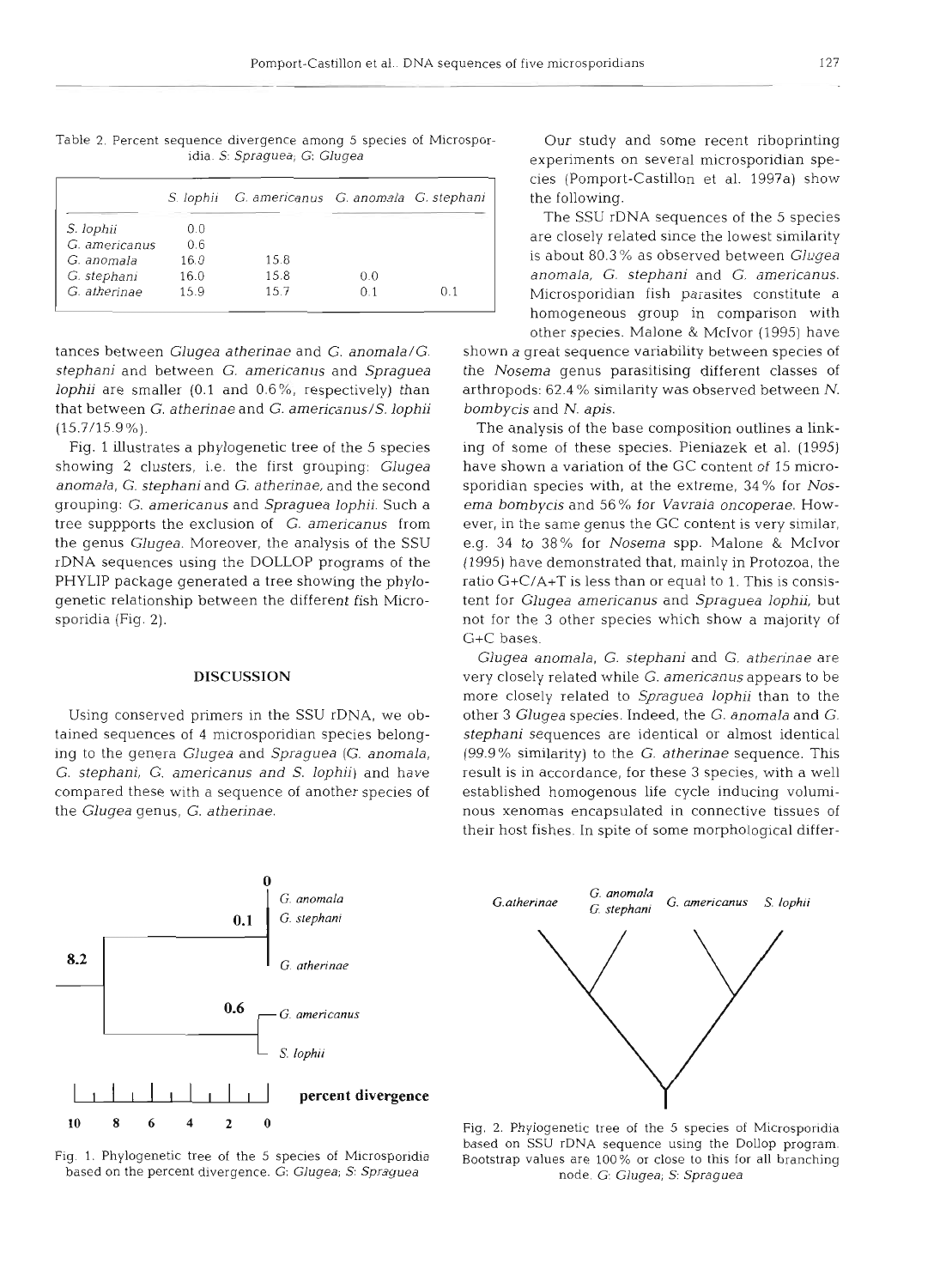Table 2. Percent sequence divergence among 5 species of Microsporidia. *S: Spraguea*; *G: Glugea*

| | *S. lophii* | *G. americanus* | *G. anomala* | *G. stephani* |
|---|---|---|---|---|
| *S. lophii* | 0.0 | | | |
| *G. americanus* | 0.6 | | | |
| *G. anomala* | 16.0 | 15.8 | | |
| *G. stephani* | 16.0 | 15.8 | 0.0 | |
| *G. atherinae* | 15.9 | 15.7 | 0.1 | 0.1 |

tances between *Glugea atherinae* and *G. anomala/G. stephani* and between *G. americanus* and *Spraguea lophii* are smaller (0.1 and 0.6%, respectively) than that between *G. atherinae* and *G. americanus/S. lophii* (15.7/15.9%).

Fig. 1 illustrates a phylogenetic tree of the 5 species showing 2 clusters, i.e. the first grouping: *Glugea anomala*, *G. stephani* and *G. atherinae*, and the second grouping: *G. americanus* and *Spraguea lophii*. Such a tree suppports the exclusion of *G. americanus* from the genus *Glugea*. Moreover, the analysis of the SSU rDNA sequences using the DOLLOP programs of the PHYLIP package generated a tree showing the phylogenetic relationship between the different fish Microsporidia (Fig. 2).

## DISCUSSION

Using conserved primers in the SSU rDNA, we obtained sequences of 4 microsporidian species belonging to the genera *Glugea* and *Spraguea* (*G. anomala*, *G. stephani*, *G. americanus* and *S. lophii*) and have compared these with a sequence of another species of the *Glugea* genus, *G. atherinae*.

Our study and some recent riboprinting experiments on several microsporidian species (Pomport-Castillon et al. 1997a) show the following.

The SSU rDNA sequences of the 5 species are closely related since the lowest similarity is about 80.3% as observed between *Glugea anomala*, *G. stephani* and *G. americanus*. Microsporidian fish parasites constitute a homogeneous group in comparison with other species. Malone & McIvor (1995) have shown a great sequence variability between species of the *Nosema* genus parasitising different classes of arthropods: 62.4% similarity was observed between *N. bombycis* and *N. apis*.

The analysis of the base composition outlines a linking of some of these species. Pieniazek et al. (1995) have shown a variation of the GC content of 15 microsporidian species with, at the extreme, 34% for *Nosema bombycis* and 56% for *Vavraia oncoperae*. However, in the same genus the GC content is very similar, e.g. 34 to 38% for *Nosema* spp. Malone & McIvor (1995) have demonstrated that, mainly in Protozoa, the ratio G+C/A+T is less than or equal to 1. This is consistent for *Glugea americanus* and *Spraguea lophii*, but not for the 3 other species which show a majority of G+C bases.

*Glugea anomala*, *G. stephani* and *G. atherinae* are very closely related while *G. americanus* appears to be more closely related to *Spraguea lophii* than to the other 3 *Glugea* species. Indeed, the *G. anomala* and *G. stephani* sequences are identical or almost identical (99.9% similarity) to the *G. atherinae* sequence. This result is in accordance, for these 3 species, with a well established homogenous life cycle inducing voluminous xenomas encapsulated in connective tissues of their host fishes. In spite of some morphological differ-

Fig. 1. Phylogenetic tree of the 5 species of Microsporidia based on the percent divergence. G: *Glugea*; S: *Spraguea*

Fig. 2. Phylogenetic tree of the 5 species of Microsporidia based on SSU rDNA sequence using the Dollop program. Bootstrap values are 100% or close to this for all branching node. G: *Glugea*; S: *Spraguea*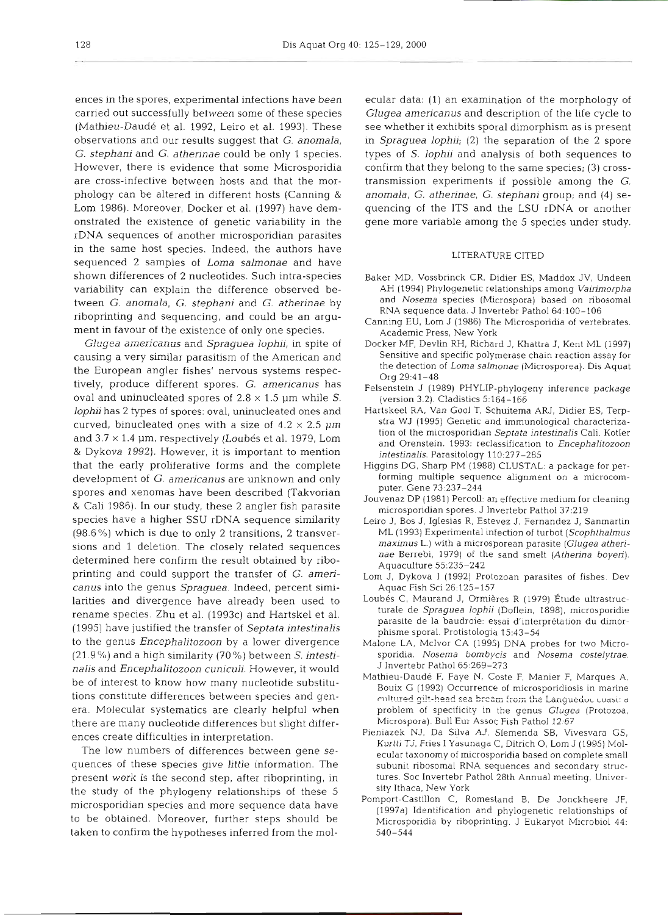ences in the spores, experimental infections have been carried out successfully between some of these species (Mathieu-Daudé et al. 1992, Leiro et al. 1993). These observations and our results suggest that *G. anomala*, *G. stephani* and *G. atherinae* could be only 1 species. However, there is evidence that some Microsporidia are cross-infective between hosts and that the morphology can be altered in different hosts (Canning & Lom 1986). Moreover, Docker et al. (1997) have demonstrated the existence of genetic variability in the rDNA sequences of another microsporidian parasites in the same host species. Indeed, the authors have sequenced 2 samples of *Loma salmonae* and have shown differences of 2 nucleotides. Such intra-species variability can explain the difference observed between *G. anomala*, *G. stephani* and *G. atherinae* by riboprinting and sequencing, and could be an argument in favour of the existence of only one species.

*Glugea americanus* and *Spraguea lophii*, in spite of causing a very similar parasitism of the American and the European angler fishes' nervous systems respectively, produce different spores. *G. americanus* has oval and uninucleated spores of $2.8 \times 1.5$ µm while *S. lophii* has 2 types of spores: oval, uninucleated ones and curved, binucleated ones with a size of $4.2 \times 2.5$ µm and $3.7 \times 1.4$ µm, respectively (Loubés et al. 1979, Lom & Dykova 1992). However, it is important to mention that the early proliferative forms and the complete development of *G. americanus* are unknown and only spores and xenomas have been described (Takvorian & Cali 1986). In our study, these 2 angler fish parasite species have a higher SSU rDNA sequence similarity (98.6%) which is due to only 2 transitions, 2 transversions and 1 deletion. The closely related sequences determined here confirm the result obtained by riboprinting and could support the transfer of *G. americanus* into the genus *Spraguea*. Indeed, percent similarities and divergence have already been used to rename species. Zhu et al. (1993c) and Hartskel et al. (1995) have justified the transfer of *Septata intestinalis* to the genus *Encephalitozoon* by a lower divergence (21.9%) and a high similarity (70%) between *S. intestinalis* and *Encephalitozoon cuniculi*. However, it would be of interest to know how many nucleotide substitutions constitute differences between species and genera. Molecular systematics are clearly helpful when there are many nucleotide differences but slight differences create difficulties in interpretation.

The low numbers of differences between gene sequences of these species give little information. The present work is the second step, after riboprinting, in the study of the phylogeny relationships of these 5 microsporidian species and more sequence data have to be obtained. Moreover, further steps should be taken to confirm the hypotheses inferred from the molecular data: (1) an examination of the morphology of *Glugea americanus* and description of the life cycle to see whether it exhibits sporal dimorphism as is present in *Spraguea lophii*; (2) the separation of the 2 spore types of *S. lophii* and analysis of both sequences to confirm that they belong to the same species; (3) cross-transmission experiments if possible among the *G. anomala*, *G. atherinae*, *G. stephani* group; and (4) sequencing of the ITS and the LSU rDNA or another gene more variable among the 5 species under study.

## LITERATURE CITED

- Baker MD, Vossbrinck CR, Didier ES, Maddox JV, Undeen AH (1994) Phylogenetic relationships among *Vairimorpha* and *Nosema* species (Microspora) based on ribosomal RNA sequence data. J Invertebr Pathol 64:100–106
- Canning EU, Lom J (1986) The Microsporidia of vertebrates. Academic Press, New York
- Docker MF, Devlin RH, Richard J, Khattra J, Kent ML (1997) Sensitive and specific polymerase chain reaction assay for the detection of *Loma salmonae* (Microsporea). Dis Aquat Org 29:41–48
- Felsenstein J (1989) PHYLIP-phylogeny inference package (version 3.2). Cladistics 5:164–166
- Hartskeel RA, Van Gool T, Schuitema ARJ, Didier ES, Terpstra WJ (1995) Genetic and immunological characterization of the microsporidian *Septata intestinalis* Cali. Kotler and Orenstein. 1993: reclassification to *Encephalitozoon intestinalis*. Parasitology 110:277–285
- Higgins DG, Sharp PM (1988) CLUSTAL: a package for performing multiple sequence alignment on a microcomputer. Gene 73:237–244
- Jouvenaz DP (1981) Percoll: an effective medium for cleaning microsporidian spores. J Invertebr Pathol 37:219
- Leiro J, Bos J, Iglesias R, Estevez J, Fernandez J, Sanmartin ML (1993) Experimental infection of turbot (*Scophthalmus maximus* L.) with a microsporean parasite (*Glugea atherinae* Berrebi, 1979) of the sand smelt (*Atherina boyeri*). Aquaculture 55:235–242
- Lom J, Dykova I (1992) Protozoan parasites of fishes. Dev Aquac Fish Sci 26:125–157
- Loubés C, Maurand J, Ormières R (1979) Étude ultrastructurale de *Spraguea lophii* (Doflein, 1898), microsporidie parasite de la baudroie: essai d'interprétation du dimorphisme sporal. Protistologia 15:43–54
- Malone LA, McIvor CA (1995) DNA probes for two Microsporidia. *Nosema bombycis* and *Nosema costelytrae*. J Invertebr Pathol 65:269–273
- Mathieu-Daudé F, Faye N, Coste F, Manier F, Marques A, Bouix G (1992) Occurrence of microsporidiosis in marine cultured gilt-head sea bream from the Languedoc coast: a problem of specificity in the genus *Glugea* (Protozoa, Microspora). Bull Eur Assoc Fish Pathol 12:67
- Pieniazek NJ, Da Silva AJ, Slemenda SB, Vivesvara GS, Kurtti TJ, Fries I Yasunaga C, Ditrich O, Lom J (1995) Molecular taxonomy of microsporidia based on complete small subunit ribosomal RNA sequences and secondary structures. Soc Invertebr Pathol 28th Annual meeting, University Ithaca, New York
- Pomport-Castillon C, Romestand B, De Jonckheere JF, (1997a) Identification and phylogenetic relationships of Microsporidia by riboprinting. J Eukaryot Microbiol 44: 540–544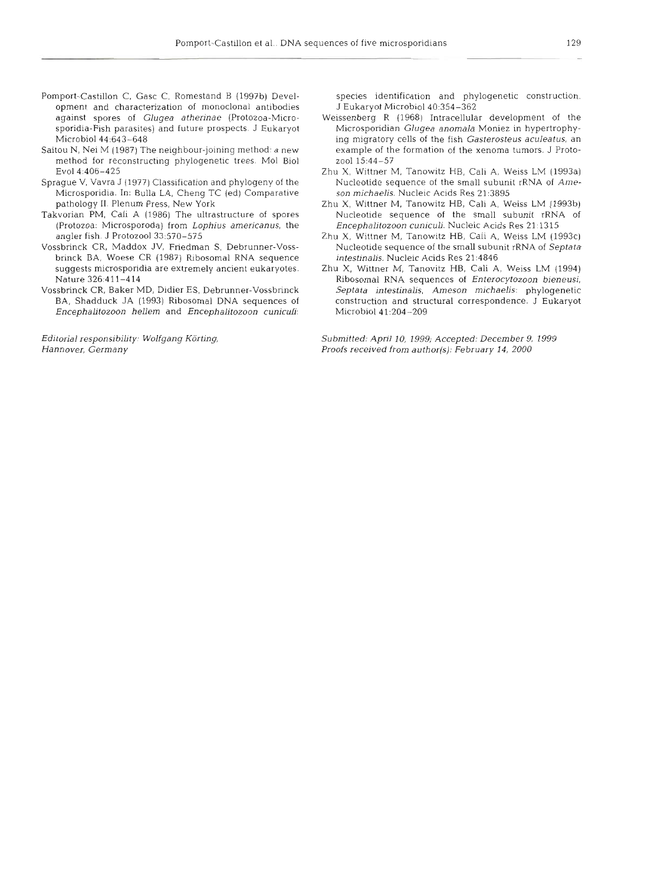Pomport-Castillon C, Gasc C, Romestand B (1997b) Development and characterization of monoclonal antibodies against spores of *Glugea atherinae* (Protozoa-Microsporidia-Fish parasites) and future prospects. J Eukaryot Microbiol 44:643–648

Saitou N, Nei M (1987) The neighbour-joining method: a new method for reconstructing phylogenetic trees. Mol Biol Evol 4:406–425

Sprague V, Vavra J (1977) Classification and phylogeny of the Microsporidia. In: Bulla LA, Cheng TC (ed) Comparative pathology II. Plenum Press, New York

Takvorian PM, Cali A (1986) The ultrastructure of spores (Protozoa: Microsporoda) from *Lophius americanus*, the angler fish. J Protozool 33:570–575

Vossbrinck CR, Maddox JV, Friedman S, Debrunner-Vossbrinck BA, Woese CR (1987) Ribosomal RNA sequence suggests microsporidia are extremely ancient eukaryotes. Nature 326:411–414

Vossbrinck CR, Baker MD, Didier ES, Debrunner-Vossbrinck BA, Shadduck JA (1993) Ribosomal DNA sequences of *Encephalitozoon hellem* and *Encephalitozoon cuniculi*: species identification and phylogenetic construction. J Eukaryot Microbiol 40:354–362

Weissenberg R (1968) Intracellular development of the Microsporidian *Glugea anomala* Moniez in hypertrophying migratory cells of the fish *Gasterosteus aculeatus*, an example of the formation of the xenoma tumors. J Protozool 15:44–57

Zhu X, Wittner M, Tanowitz HB, Cali A, Weiss LM (1993a) Nucleotide sequence of the small subunit rRNA of *Ameson michaelis*. Nucleic Acids Res 21:3895

Zhu X, Wittner M, Tanowitz HB, Cali A, Weiss LM (1993b) Nucleotide sequence of the small subunit rRNA of *Encephalitozoon cuniculi*. Nucleic Acids Res 21:1315

Zhu X, Wittner M, Tanowitz HB, Cali A, Weiss LM (1993c) Nucleotide sequence of the small subunit rRNA of *Septata intestinalis*. Nucleic Acids Res 21:4846

Zhu X, Wittner M, Tanovitz HB, Cali A, Weiss LM (1994) Ribosomal RNA sequences of *Enterocytozoon bieneusi*, *Septata intestinalis*, *Ameson michaelis*: phylogenetic construction and structural correspondence. J Eukaryot Microbiol 41:204–209

*Editorial responsibility: Wolfgang Körting, Hannover, Germany*

*Submitted: April 10, 1999; Accepted: December 9, 1999*
*Proofs received from author(s): February 14, 2000*